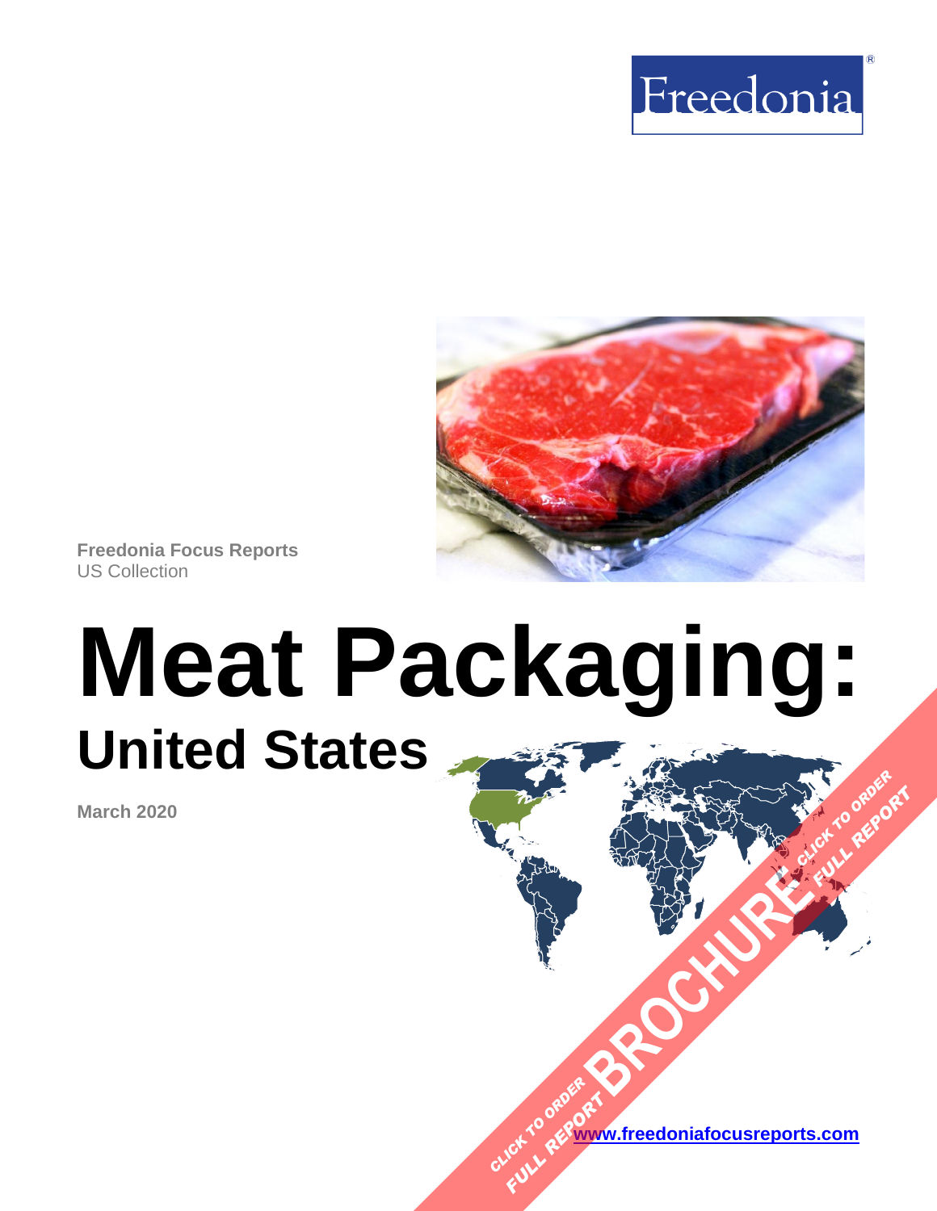Freedonia

Freedonia Focus Reports
US Collection

# Meat Packaging:

## United States

March 2020

CLICK TO ORDER FULL REPORT BROCHURE CLICK TO ORDER FULL REPORT

www.freedoniafocusreports.com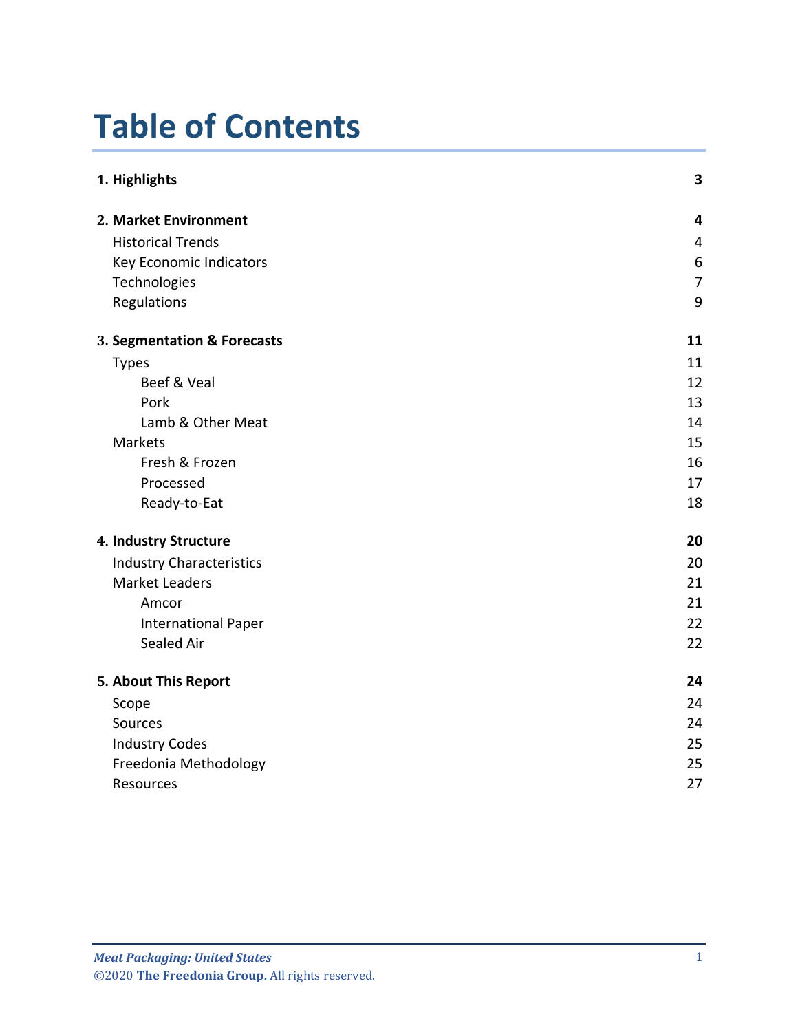# Table of Contents

| | |
|---|---|
| **1. Highlights** | **3** |
| **2. Market Environment** | **4** |
| Historical Trends | 4 |
| Key Economic Indicators | 6 |
| Technologies | 7 |
| Regulations | 9 |
| **3. Segmentation & Forecasts** | **11** |
| Types | 11 |
| Beef & Veal | 12 |
| Pork | 13 |
| Lamb & Other Meat | 14 |
| Markets | 15 |
| Fresh & Frozen | 16 |
| Processed | 17 |
| Ready-to-Eat | 18 |
| **4. Industry Structure** | **20** |
| Industry Characteristics | 20 |
| Market Leaders | 21 |
| Amcor | 21 |
| International Paper | 22 |
| Sealed Air | 22 |
| **5. About This Report** | **24** |
| Scope | 24 |
| Sources | 24 |
| Industry Codes | 25 |
| Freedonia Methodology | 25 |
| Resources | 27 |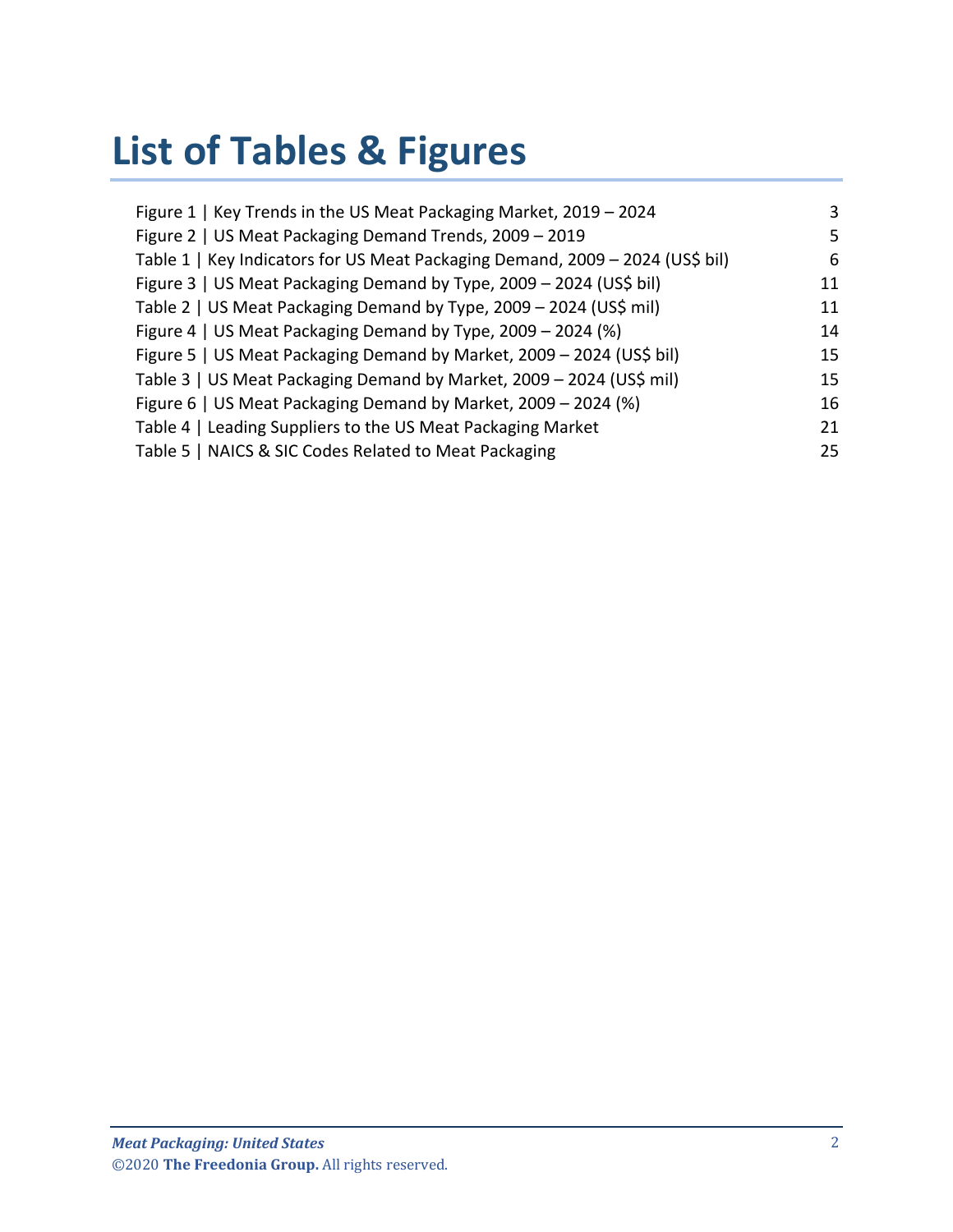# List of Tables & Figures

| | |
|---|---|
| Figure 1 \| Key Trends in the US Meat Packaging Market, 2019 – 2024 | 3 |
| Figure 2 \| US Meat Packaging Demand Trends, 2009 – 2019 | 5 |
| Table 1 \| Key Indicators for US Meat Packaging Demand, 2009 – 2024 (US$ bil) | 6 |
| Figure 3 \| US Meat Packaging Demand by Type, 2009 – 2024 (US$ bil) | 11 |
| Table 2 \| US Meat Packaging Demand by Type, 2009 – 2024 (US$ mil) | 11 |
| Figure 4 \| US Meat Packaging Demand by Type, 2009 – 2024 (%) | 14 |
| Figure 5 \| US Meat Packaging Demand by Market, 2009 – 2024 (US$ bil) | 15 |
| Table 3 \| US Meat Packaging Demand by Market, 2009 – 2024 (US$ mil) | 15 |
| Figure 6 \| US Meat Packaging Demand by Market, 2009 – 2024 (%) | 16 |
| Table 4 \| Leading Suppliers to the US Meat Packaging Market | 21 |
| Table 5 \| NAICS & SIC Codes Related to Meat Packaging | 25 |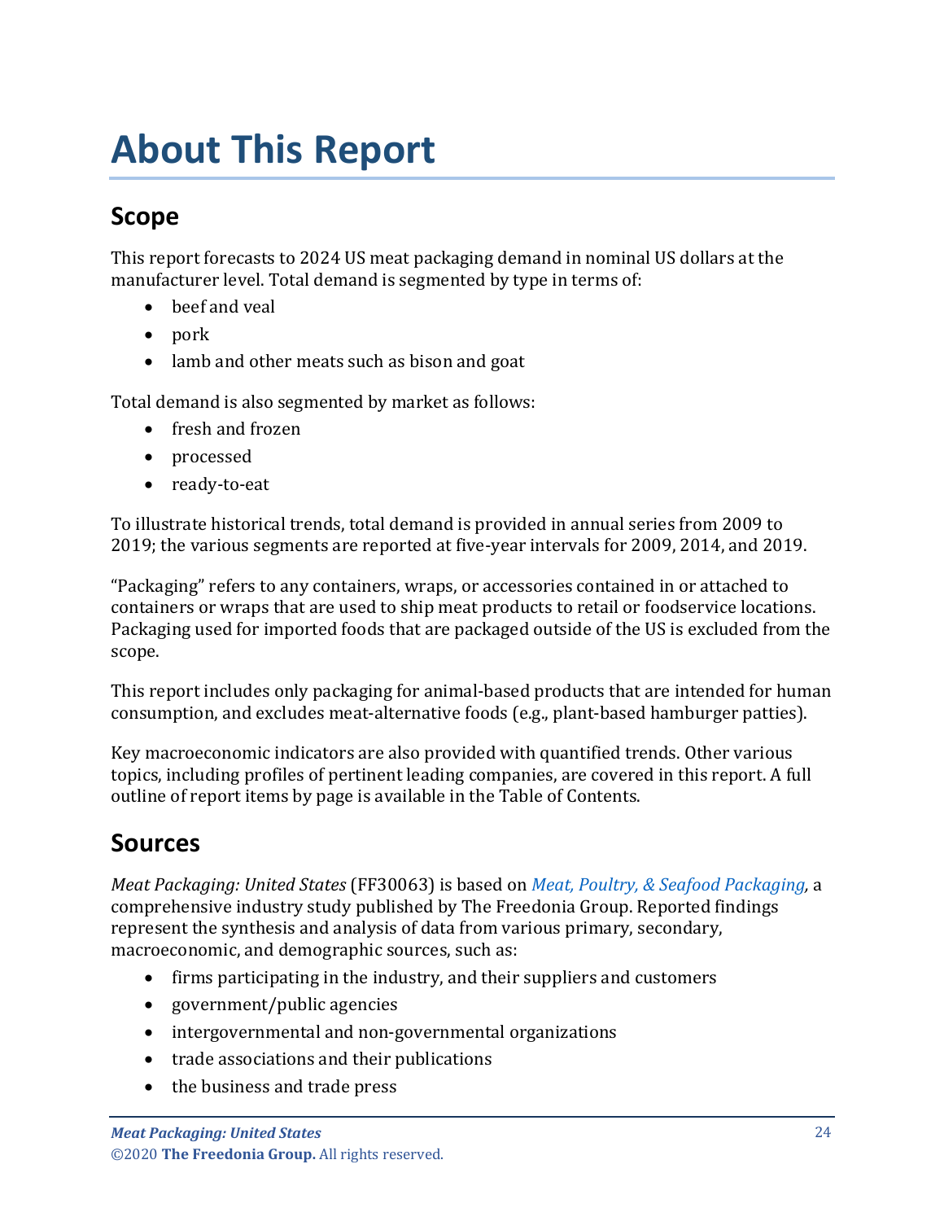# About This Report

## Scope

This report forecasts to 2024 US meat packaging demand in nominal US dollars at the manufacturer level. Total demand is segmented by type in terms of:

- beef and veal
- pork
- lamb and other meats such as bison and goat

Total demand is also segmented by market as follows:

- fresh and frozen
- processed
- ready-to-eat

To illustrate historical trends, total demand is provided in annual series from 2009 to 2019; the various segments are reported at five-year intervals for 2009, 2014, and 2019.

"Packaging" refers to any containers, wraps, or accessories contained in or attached to containers or wraps that are used to ship meat products to retail or foodservice locations. Packaging used for imported foods that are packaged outside of the US is excluded from the scope.

This report includes only packaging for animal-based products that are intended for human consumption, and excludes meat-alternative foods (e.g., plant-based hamburger patties).

Key macroeconomic indicators are also provided with quantified trends. Other various topics, including profiles of pertinent leading companies, are covered in this report. A full outline of report items by page is available in the Table of Contents.

## Sources

*Meat Packaging: United States* (FF30063) is based on *Meat, Poultry, & Seafood Packaging*, a comprehensive industry study published by The Freedonia Group. Reported findings represent the synthesis and analysis of data from various primary, secondary, macroeconomic, and demographic sources, such as:

- firms participating in the industry, and their suppliers and customers
- government/public agencies
- intergovernmental and non-governmental organizations
- trade associations and their publications
- the business and trade press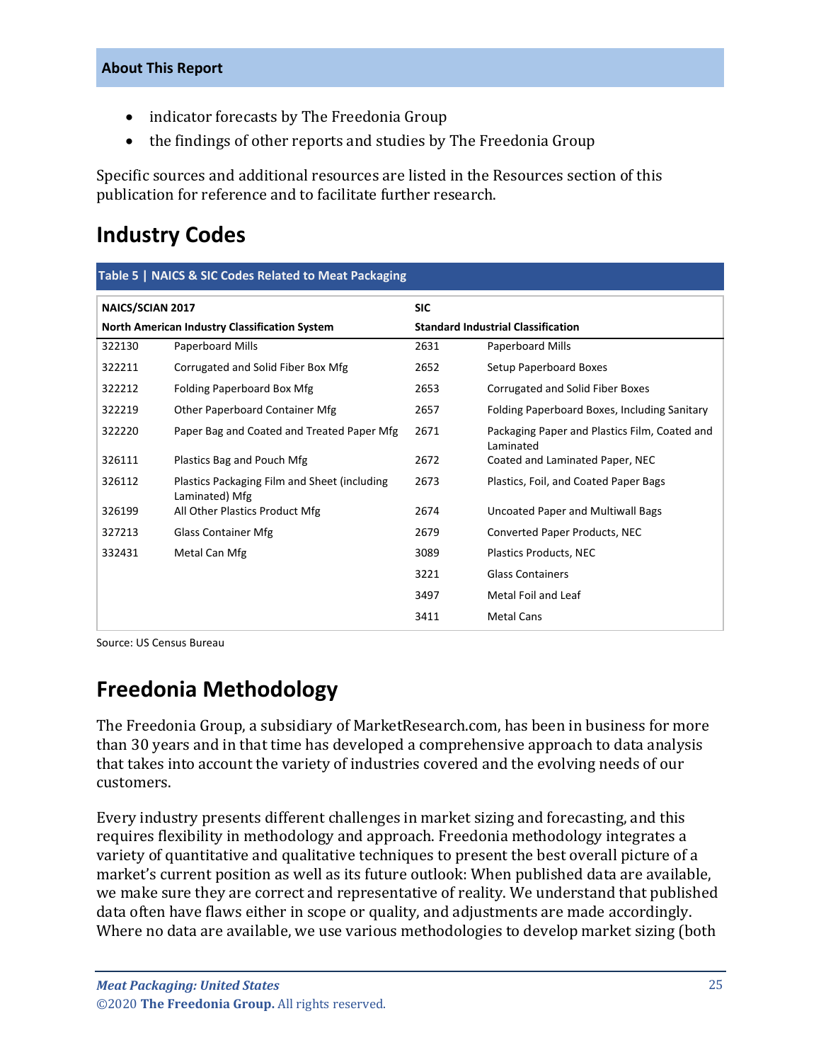## About This Report

- indicator forecasts by The Freedonia Group
- the findings of other reports and studies by The Freedonia Group

Specific sources and additional resources are listed in the Resources section of this publication for reference and to facilitate further research.

# Industry Codes

**Table 5 | NAICS & SIC Codes Related to Meat Packaging**

| NAICS/SCIAN 2017 North American Industry Classification System | | SIC Standard Industrial Classification | |
|---|---|---|---|
| 322130 | Paperboard Mills | 2631 | Paperboard Mills |
| 322211 | Corrugated and Solid Fiber Box Mfg | 2652 | Setup Paperboard Boxes |
| 322212 | Folding Paperboard Box Mfg | 2653 | Corrugated and Solid Fiber Boxes |
| 322219 | Other Paperboard Container Mfg | 2657 | Folding Paperboard Boxes, Including Sanitary |
| 322220 | Paper Bag and Coated and Treated Paper Mfg | 2671 | Packaging Paper and Plastics Film, Coated and Laminated |
| 326111 | Plastics Bag and Pouch Mfg | 2672 | Coated and Laminated Paper, NEC |
| 326112 | Plastics Packaging Film and Sheet (including Laminated) Mfg | 2673 | Plastics, Foil, and Coated Paper Bags |
| 326199 | All Other Plastics Product Mfg | 2674 | Uncoated Paper and Multiwall Bags |
| 327213 | Glass Container Mfg | 2679 | Converted Paper Products, NEC |
| 332431 | Metal Can Mfg | 3089 | Plastics Products, NEC |
| | | 3221 | Glass Containers |
| | | 3497 | Metal Foil and Leaf |
| | | 3411 | Metal Cans |

Source: US Census Bureau

# Freedonia Methodology

The Freedonia Group, a subsidiary of MarketResearch.com, has been in business for more than 30 years and in that time has developed a comprehensive approach to data analysis that takes into account the variety of industries covered and the evolving needs of our customers.

Every industry presents different challenges in market sizing and forecasting, and this requires flexibility in methodology and approach. Freedonia methodology integrates a variety of quantitative and qualitative techniques to present the best overall picture of a market's current position as well as its future outlook: When published data are available, we make sure they are correct and representative of reality. We understand that published data often have flaws either in scope or quality, and adjustments are made accordingly. Where no data are available, we use various methodologies to develop market sizing (both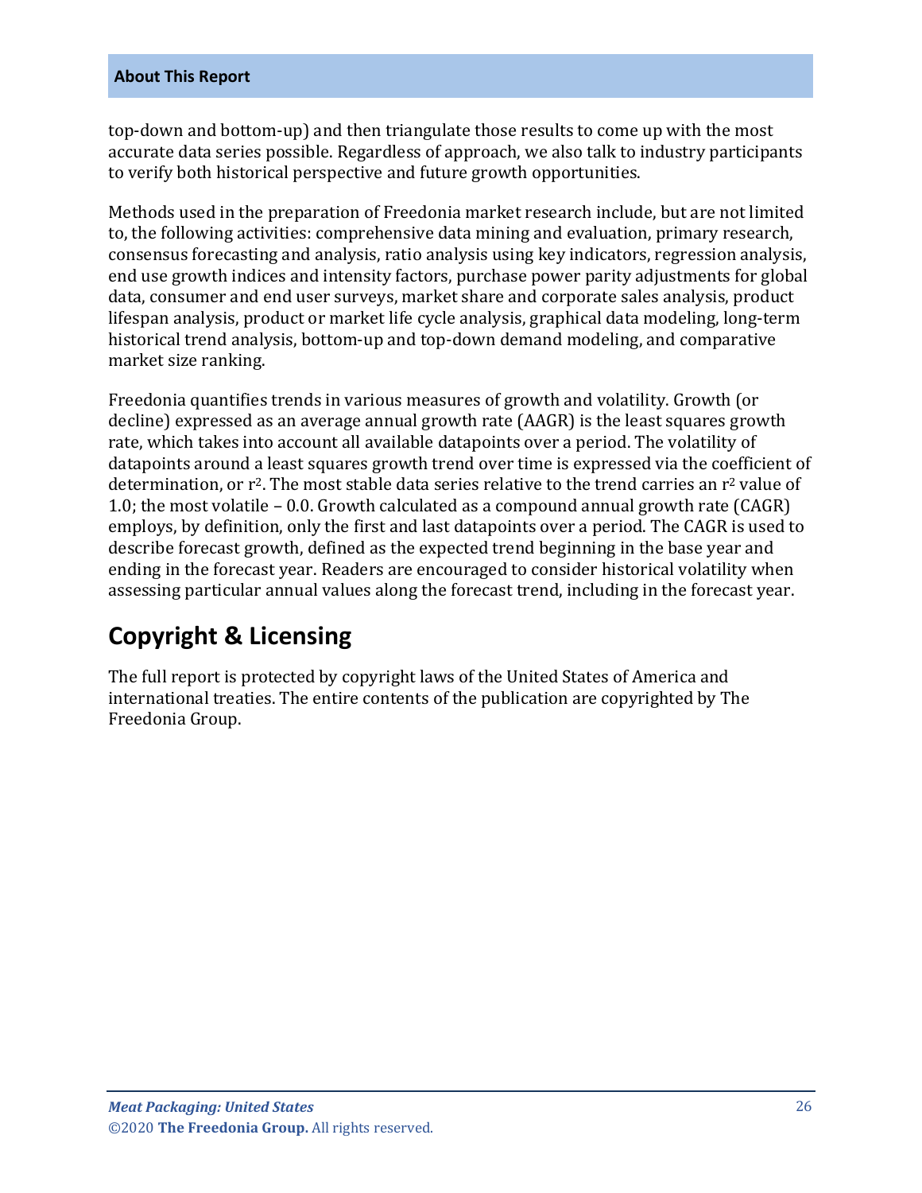top-down and bottom-up) and then triangulate those results to come up with the most accurate data series possible. Regardless of approach, we also talk to industry participants to verify both historical perspective and future growth opportunities.

Methods used in the preparation of Freedonia market research include, but are not limited to, the following activities: comprehensive data mining and evaluation, primary research, consensus forecasting and analysis, ratio analysis using key indicators, regression analysis, end use growth indices and intensity factors, purchase power parity adjustments for global data, consumer and end user surveys, market share and corporate sales analysis, product lifespan analysis, product or market life cycle analysis, graphical data modeling, long-term historical trend analysis, bottom-up and top-down demand modeling, and comparative market size ranking.

Freedonia quantifies trends in various measures of growth and volatility. Growth (or decline) expressed as an average annual growth rate (AAGR) is the least squares growth rate, which takes into account all available datapoints over a period. The volatility of datapoints around a least squares growth trend over time is expressed via the coefficient of determination, or $r^2$. The most stable data series relative to the trend carries an $r^2$ value of 1.0; the most volatile – 0.0. Growth calculated as a compound annual growth rate (CAGR) employs, by definition, only the first and last datapoints over a period. The CAGR is used to describe forecast growth, defined as the expected trend beginning in the base year and ending in the forecast year. Readers are encouraged to consider historical volatility when assessing particular annual values along the forecast trend, including in the forecast year.

## Copyright & Licensing

The full report is protected by copyright laws of the United States of America and international treaties. The entire contents of the publication are copyrighted by The Freedonia Group.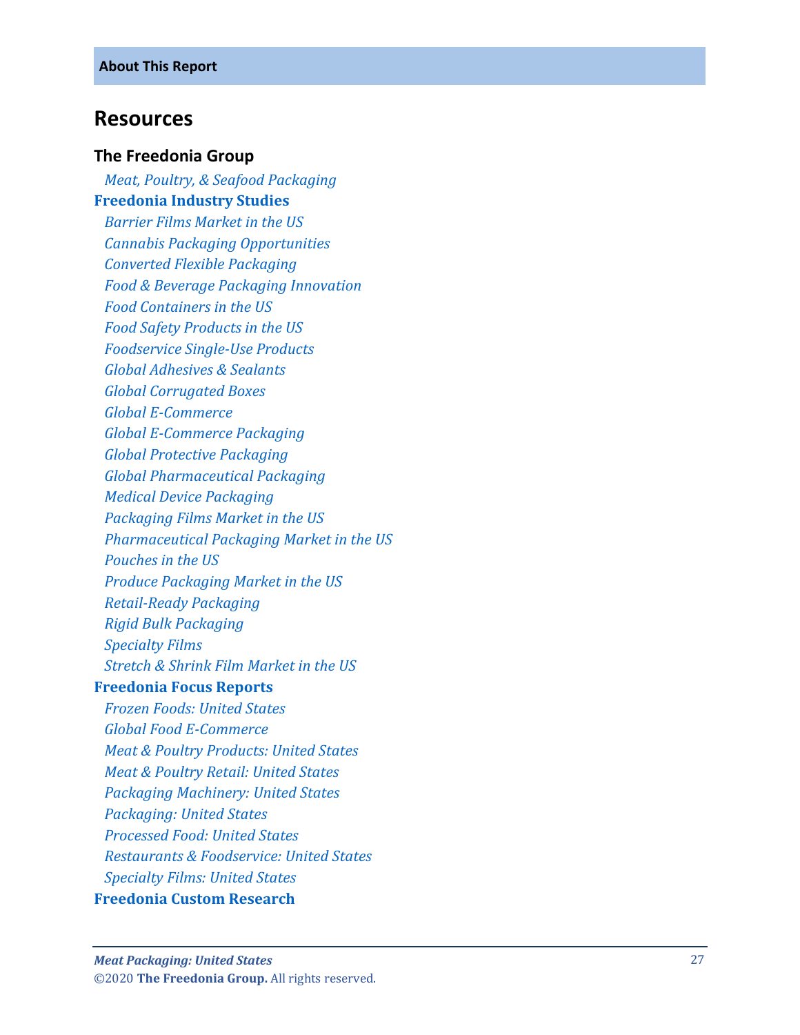**About This Report**

## Resources

### The Freedonia Group

*Meat, Poultry, & Seafood Packaging*

**Freedonia Industry Studies**

*Barrier Films Market in the US*
*Cannabis Packaging Opportunities*
*Converted Flexible Packaging*
*Food & Beverage Packaging Innovation*
*Food Containers in the US*
*Food Safety Products in the US*
*Foodservice Single-Use Products*
*Global Adhesives & Sealants*
*Global Corrugated Boxes*
*Global E-Commerce*
*Global E-Commerce Packaging*
*Global Protective Packaging*
*Global Pharmaceutical Packaging*
*Medical Device Packaging*
*Packaging Films Market in the US*
*Pharmaceutical Packaging Market in the US*
*Pouches in the US*
*Produce Packaging Market in the US*
*Retail-Ready Packaging*
*Rigid Bulk Packaging*
*Specialty Films*
*Stretch & Shrink Film Market in the US*

**Freedonia Focus Reports**

*Frozen Foods: United States*
*Global Food E-Commerce*
*Meat & Poultry Products: United States*
*Meat & Poultry Retail: United States*
*Packaging Machinery: United States*
*Packaging: United States*
*Processed Food: United States*
*Restaurants & Foodservice: United States*
*Specialty Films: United States*

**Freedonia Custom Research**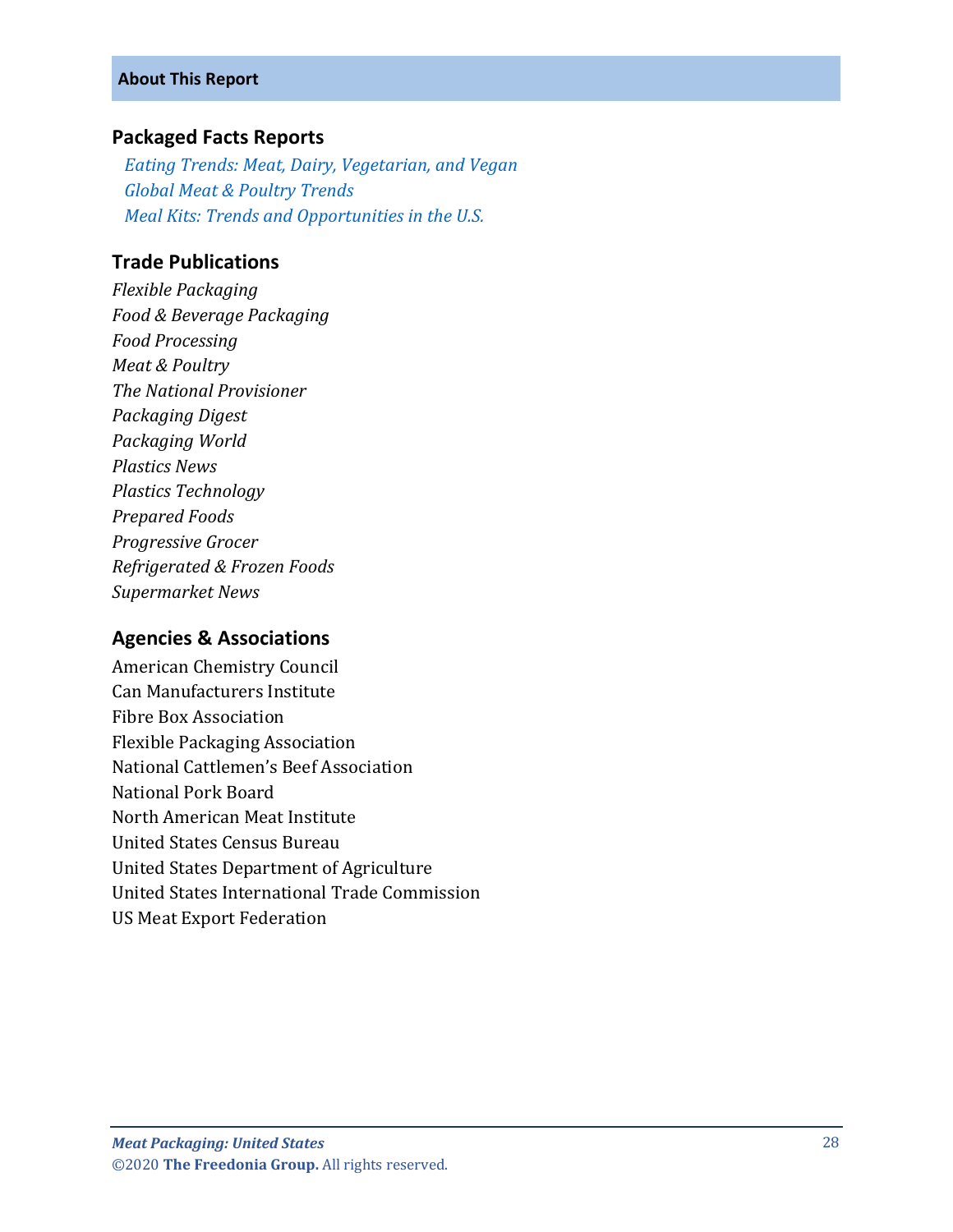## About This Report

### Packaged Facts Reports

*Eating Trends: Meat, Dairy, Vegetarian, and Vegan*
*Global Meat & Poultry Trends*
*Meal Kits: Trends and Opportunities in the U.S.*

### Trade Publications

*Flexible Packaging*
*Food & Beverage Packaging*
*Food Processing*
*Meat & Poultry*
*The National Provisioner*
*Packaging Digest*
*Packaging World*
*Plastics News*
*Plastics Technology*
*Prepared Foods*
*Progressive Grocer*
*Refrigerated & Frozen Foods*
*Supermarket News*

### Agencies & Associations

American Chemistry Council
Can Manufacturers Institute
Fibre Box Association
Flexible Packaging Association
National Cattlemen's Beef Association
National Pork Board
North American Meat Institute
United States Census Bureau
United States Department of Agriculture
United States International Trade Commission
US Meat Export Federation